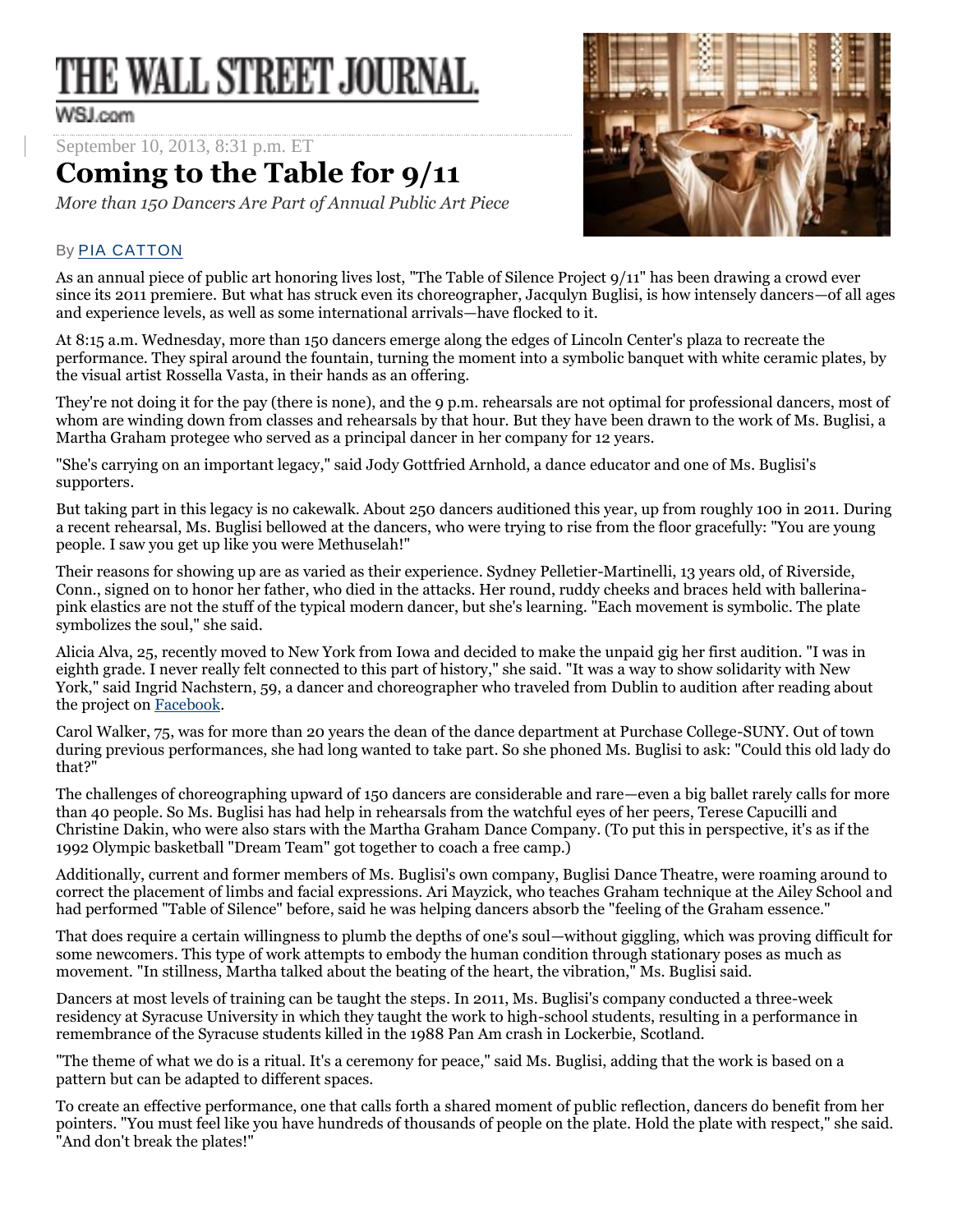# THE WALL STREET JOURNAL.

WSJ.com

September 10, 2013, 8:31 p.m. ET

# Coming to the Table for 9/11

*More than 150 Dancers Are Part of Annual Public Art Piece*

By PIA CATTON

As an annual piece of public art honoring lives lost, "The Table of Silence Project 9/11" has been drawing a crowd ever since its 2011 premiere. But what has struck even its choreographer, Jacqulyn Buglisi, is how intensely dancers—of all ages and experience levels, as well as some international arrivals—have flocked to it.

At 8:15 a.m. Wednesday, more than 150 dancers emerge along the edges of Lincoln Center's plaza to recreate the performance. They spiral around the fountain, turning the moment into a symbolic banquet with white ceramic plates, by the visual artist Rossella Vasta, in their hands as an offering.

They're not doing it for the pay (there is none), and the 9 p.m. rehearsals are not optimal for professional dancers, most of whom are winding down from classes and rehearsals by that hour. But they have been drawn to the work of Ms. Buglisi, a Martha Graham protegee who served as a principal dancer in her company for 12 years.

"She's carrying on an important legacy," said Jody Gottfried Arnhold, a dance educator and one of Ms. Buglisi's supporters.

But taking part in this legacy is no cakewalk. About 250 dancers auditioned this year, up from roughly 100 in 2011. During a recent rehearsal, Ms. Buglisi bellowed at the dancers, who were trying to rise from the floor gracefully: "You are young people. I saw you get up like you were Methuselah!"

Their reasons for showing up are as varied as their experience. Sydney Pelletier-Martinelli, 13 years old, of Riverside, Conn., signed on to honor her father, who died in the attacks. Her round, ruddy cheeks and braces held with ballerina-pink elastics are not the stuff of the typical modern dancer, but she's learning. "Each movement is symbolic. The plate symbolizes the soul," she said.

Alicia Alva, 25, recently moved to New York from Iowa and decided to make the unpaid gig her first audition. "I was in eighth grade. I never really felt connected to this part of history," she said. "It was a way to show solidarity with New York," said Ingrid Nachstern, 59, a dancer and choreographer who traveled from Dublin to audition after reading about the project on Facebook.

Carol Walker, 75, was for more than 20 years the dean of the dance department at Purchase College-SUNY. Out of town during previous performances, she had long wanted to take part. So she phoned Ms. Buglisi to ask: "Could this old lady do that?"

The challenges of choreographing upward of 150 dancers are considerable and rare—even a big ballet rarely calls for more than 40 people. So Ms. Buglisi has had help in rehearsals from the watchful eyes of her peers, Terese Capucilli and Christine Dakin, who were also stars with the Martha Graham Dance Company. (To put this in perspective, it's as if the 1992 Olympic basketball "Dream Team" got together to coach a free camp.)

Additionally, current and former members of Ms. Buglisi's own company, Buglisi Dance Theatre, were roaming around to correct the placement of limbs and facial expressions. Ari Mayzick, who teaches Graham technique at the Ailey School and had performed "Table of Silence" before, said he was helping dancers absorb the "feeling of the Graham essence."

That does require a certain willingness to plumb the depths of one's soul—without giggling, which was proving difficult for some newcomers. This type of work attempts to embody the human condition through stationary poses as much as movement. "In stillness, Martha talked about the beating of the heart, the vibration," Ms. Buglisi said.

Dancers at most levels of training can be taught the steps. In 2011, Ms. Buglisi's company conducted a three-week residency at Syracuse University in which they taught the work to high-school students, resulting in a performance in remembrance of the Syracuse students killed in the 1988 Pan Am crash in Lockerbie, Scotland.

"The theme of what we do is a ritual. It's a ceremony for peace," said Ms. Buglisi, adding that the work is based on a pattern but can be adapted to different spaces.

To create an effective performance, one that calls forth a shared moment of public reflection, dancers do benefit from her pointers. "You must feel like you have hundreds of thousands of people on the plate. Hold the plate with respect," she said. "And don't break the plates!"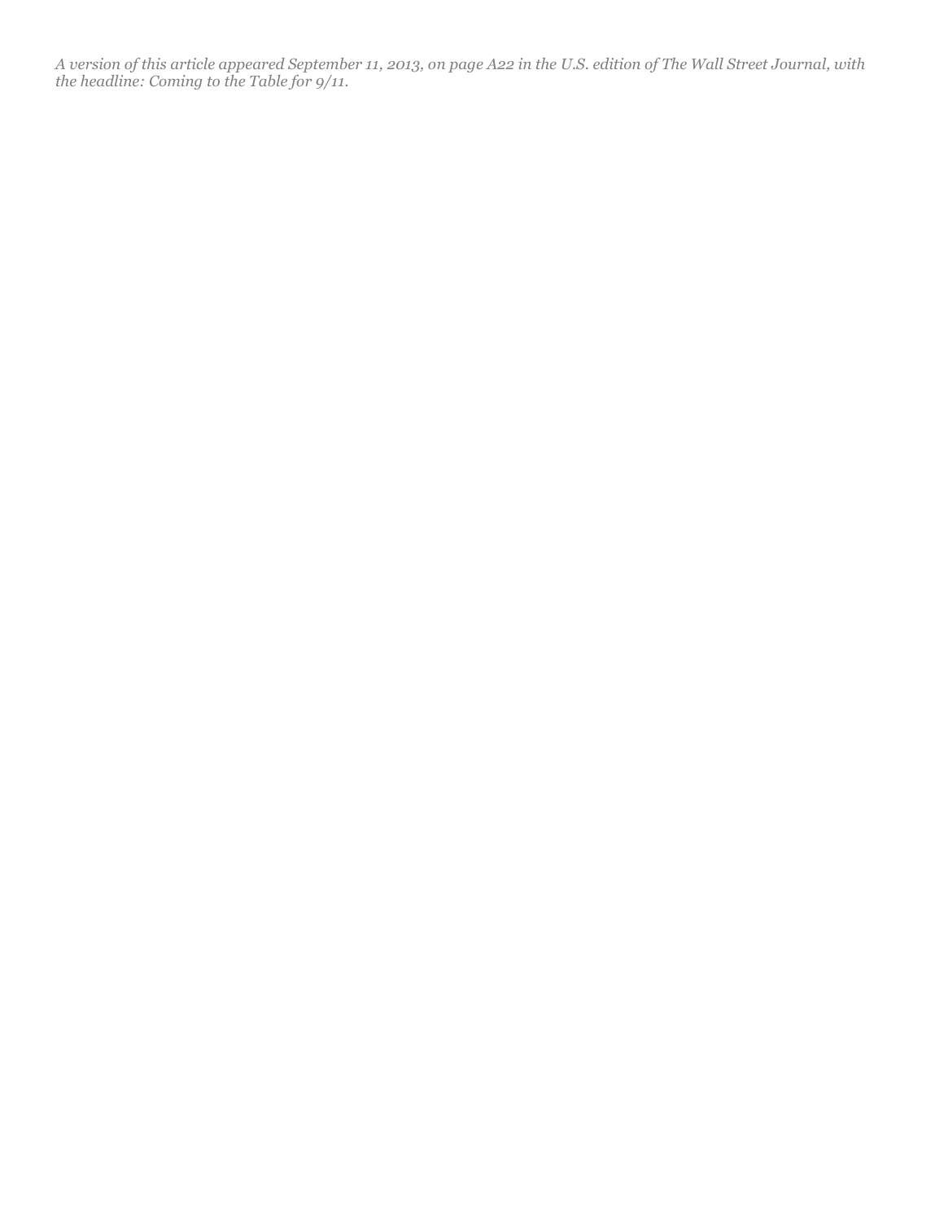*A version of this article appeared September 11, 2013, on page A22 in the U.S. edition of The Wall Street Journal, with the headline: Coming to the Table for 9/11.*